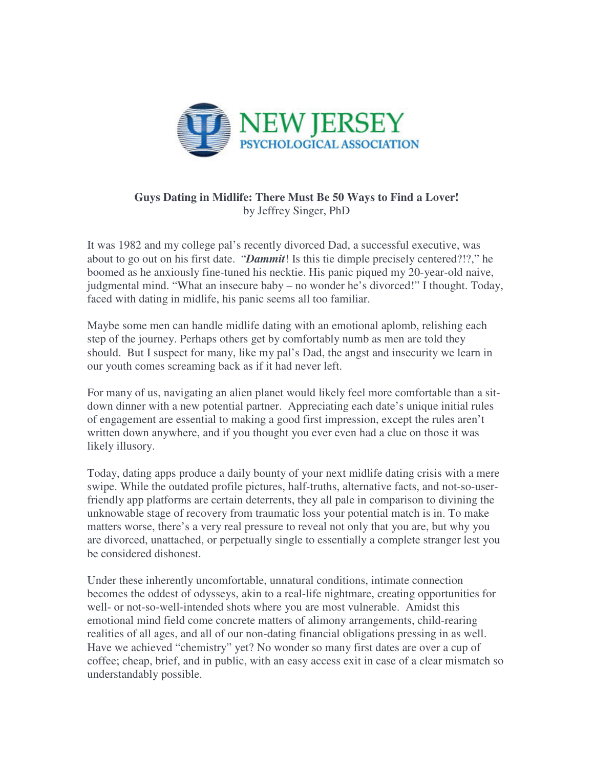NEW JERSEY PSYCHOLOGICAL ASSOCIATION

**Guys Dating in Midlife: There Must Be 50 Ways to Find a Lover!**
by Jeffrey Singer, PhD

It was 1982 and my college pal's recently divorced Dad, a successful executive, was about to go out on his first date. "***Dammit***! Is this tie dimple precisely centered?!?," he boomed as he anxiously fine-tuned his necktie. His panic piqued my 20-year-old naive, judgmental mind. "What an insecure baby – no wonder he's divorced!" I thought. Today, faced with dating in midlife, his panic seems all too familiar.

Maybe some men can handle midlife dating with an emotional aplomb, relishing each step of the journey. Perhaps others get by comfortably numb as men are told they should. But I suspect for many, like my pal's Dad, the angst and insecurity we learn in our youth comes screaming back as if it had never left.

For many of us, navigating an alien planet would likely feel more comfortable than a sit-down dinner with a new potential partner. Appreciating each date's unique initial rules of engagement are essential to making a good first impression, except the rules aren't written down anywhere, and if you thought you ever even had a clue on those it was likely illusory.

Today, dating apps produce a daily bounty of your next midlife dating crisis with a mere swipe. While the outdated profile pictures, half-truths, alternative facts, and not-so-user-friendly app platforms are certain deterrents, they all pale in comparison to divining the unknowable stage of recovery from traumatic loss your potential match is in. To make matters worse, there's a very real pressure to reveal not only that you are, but why you are divorced, unattached, or perpetually single to essentially a complete stranger lest you be considered dishonest.

Under these inherently uncomfortable, unnatural conditions, intimate connection becomes the oddest of odysseys, akin to a real-life nightmare, creating opportunities for well- or not-so-well-intended shots where you are most vulnerable. Amidst this emotional mind field come concrete matters of alimony arrangements, child-rearing realities of all ages, and all of our non-dating financial obligations pressing in as well. Have we achieved "chemistry" yet? No wonder so many first dates are over a cup of coffee; cheap, brief, and in public, with an easy access exit in case of a clear mismatch so understandably possible.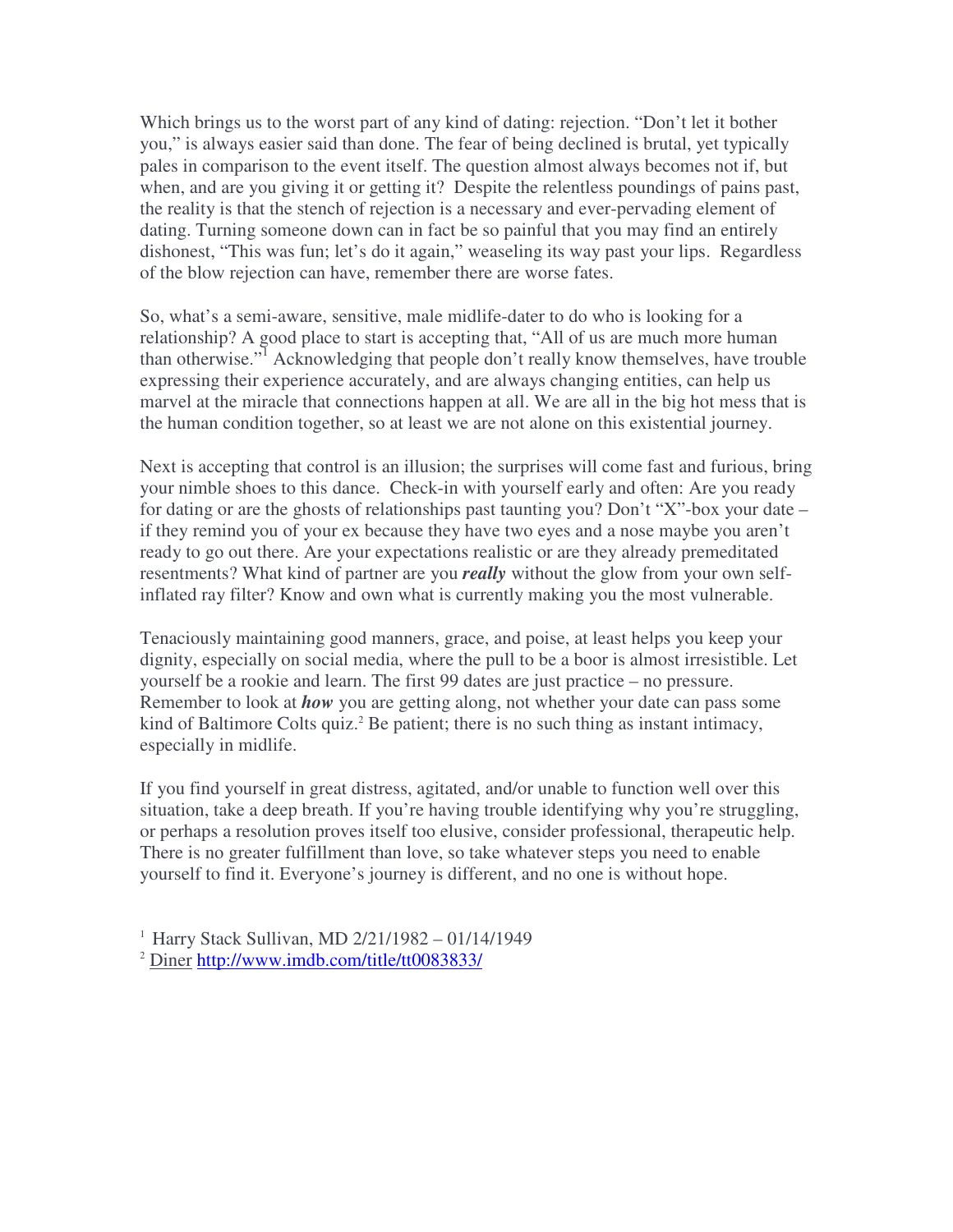Which brings us to the worst part of any kind of dating: rejection. "Don't let it bother you," is always easier said than done. The fear of being declined is brutal, yet typically pales in comparison to the event itself. The question almost always becomes not if, but when, and are you giving it or getting it? Despite the relentless poundings of pains past, the reality is that the stench of rejection is a necessary and ever-pervading element of dating. Turning someone down can in fact be so painful that you may find an entirely dishonest, "This was fun; let's do it again," weaseling its way past your lips. Regardless of the blow rejection can have, remember there are worse fates.

So, what's a semi-aware, sensitive, male midlife-dater to do who is looking for a relationship? A good place to start is accepting that, "All of us are much more human than otherwise."[1] Acknowledging that people don't really know themselves, have trouble expressing their experience accurately, and are always changing entities, can help us marvel at the miracle that connections happen at all. We are all in the big hot mess that is the human condition together, so at least we are not alone on this existential journey.

Next is accepting that control is an illusion; the surprises will come fast and furious, bring your nimble shoes to this dance. Check-in with yourself early and often: Are you ready for dating or are the ghosts of relationships past taunting you? Don't "X"-box your date – if they remind you of your ex because they have two eyes and a nose maybe you aren't ready to go out there. Are your expectations realistic or are they already premeditated resentments? What kind of partner are you ***really*** without the glow from your own self-inflated ray filter? Know and own what is currently making you the most vulnerable.

Tenaciously maintaining good manners, grace, and poise, at least helps you keep your dignity, especially on social media, where the pull to be a boor is almost irresistible. Let yourself be a rookie and learn. The first 99 dates are just practice – no pressure. Remember to look at ***how*** you are getting along, not whether your date can pass some kind of Baltimore Colts quiz.[2] Be patient; there is no such thing as instant intimacy, especially in midlife.

If you find yourself in great distress, agitated, and/or unable to function well over this situation, take a deep breath. If you're having trouble identifying why you're struggling, or perhaps a resolution proves itself too elusive, consider professional, therapeutic help. There is no greater fulfillment than love, so take whatever steps you need to enable yourself to find it. Everyone's journey is different, and no one is without hope.

---

[1] Harry Stack Sullivan, MD 2/21/1982 – 01/14/1949

[2] Diner http://www.imdb.com/title/tt0083833/